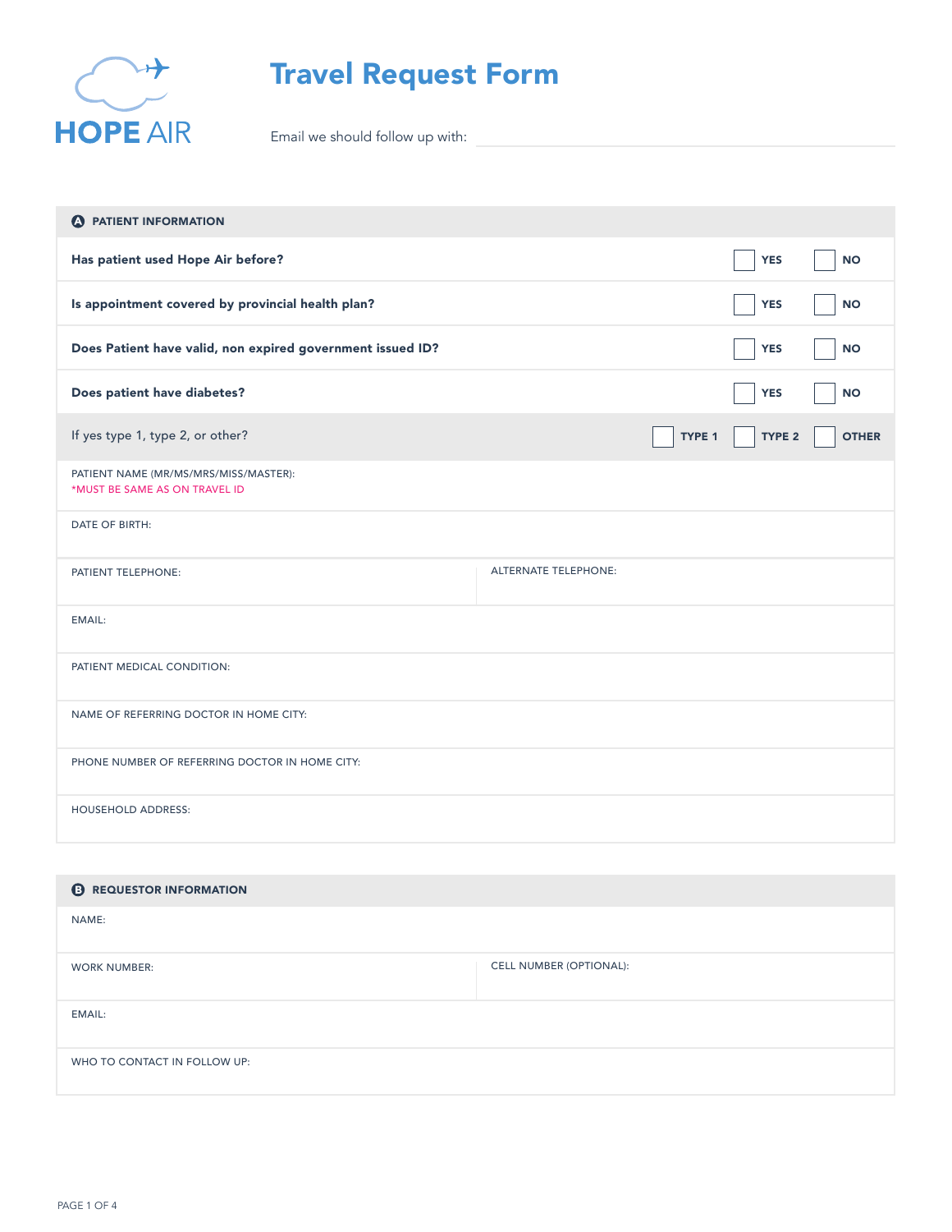# HOPE AIR

# Travel Request Form

Email we should follow up with: ______________________

## A PATIENT INFORMATION

| | | |
|---|---|---|
| **Has patient used Hope Air before?** | ☐ YES | ☐ NO |
| **Is appointment covered by provincial health plan?** | ☐ YES | ☐ NO |
| **Does Patient have valid, non expired government issued ID?** | ☐ YES | ☐ NO |
| **Does patient have diabetes?** | ☐ YES | ☐ NO |

If yes type 1, type 2, or other? ☐ TYPE 1 ☐ TYPE 2 ☐ OTHER

PATIENT NAME (MR/MS/MRS/MISS/MASTER):
*MUST BE SAME AS ON TRAVEL ID

DATE OF BIRTH:

PATIENT TELEPHONE:

ALTERNATE TELEPHONE:

EMAIL:

PATIENT MEDICAL CONDITION:

NAME OF REFERRING DOCTOR IN HOME CITY:

PHONE NUMBER OF REFERRING DOCTOR IN HOME CITY:

HOUSEHOLD ADDRESS:

## B REQUESTOR INFORMATION

NAME:

WORK NUMBER:

CELL NUMBER (OPTIONAL):

EMAIL:

WHO TO CONTACT IN FOLLOW UP: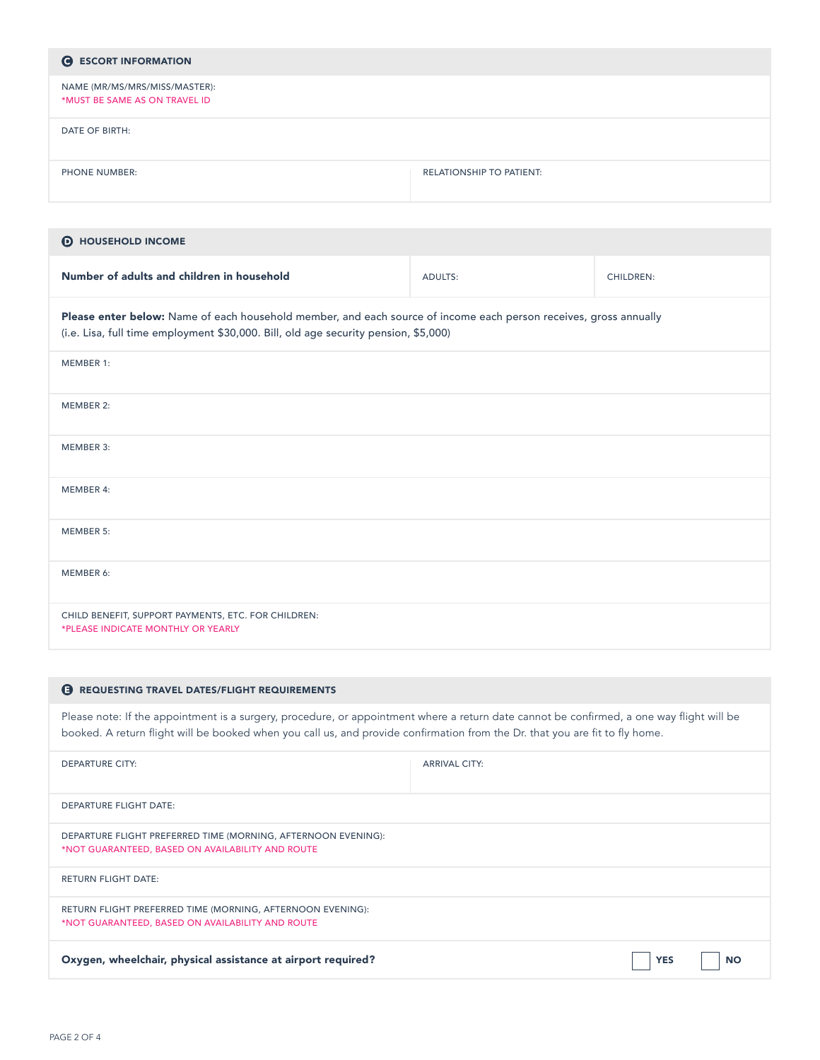## C ESCORT INFORMATION

| | |
|---|---|
| NAME (MR/MS/MRS/MISS/MASTER):<br>*MUST BE SAME AS ON TRAVEL ID | |
| DATE OF BIRTH: | |
| PHONE NUMBER: | RELATIONSHIP TO PATIENT: |

## D HOUSEHOLD INCOME

| **Number of adults and children in household** | ADULTS: | CHILDREN: |
|---|---|---|

**Please enter below:** Name of each household member, and each source of income each person receives, gross annually (i.e. Lisa, full time employment $30,000. Bill, old age security pension, $5,000)

MEMBER 1:

MEMBER 2:

MEMBER 3:

MEMBER 4:

MEMBER 5:

MEMBER 6:

CHILD BENEFIT, SUPPORT PAYMENTS, ETC. FOR CHILDREN:
*PLEASE INDICATE MONTHLY OR YEARLY

## E REQUESTING TRAVEL DATES/FLIGHT REQUIREMENTS

Please note: If the appointment is a surgery, procedure, or appointment where a return date cannot be confirmed, a one way flight will be booked. A return flight will be booked when you call us, and provide confirmation from the Dr. that you are fit to fly home.

| | |
|---|---|
| DEPARTURE CITY: | ARRIVAL CITY: |
| DEPARTURE FLIGHT DATE: | |
| DEPARTURE FLIGHT PREFERRED TIME (MORNING, AFTERNOON EVENING):<br>*NOT GUARANTEED, BASED ON AVAILABILITY AND ROUTE | |
| RETURN FLIGHT DATE: | |
| RETURN FLIGHT PREFERRED TIME (MORNING, AFTERNOON EVENING):<br>*NOT GUARANTEED, BASED ON AVAILABILITY AND ROUTE | |

**Oxygen, wheelchair, physical assistance at airport required?** ☐ **YES** ☐ **NO**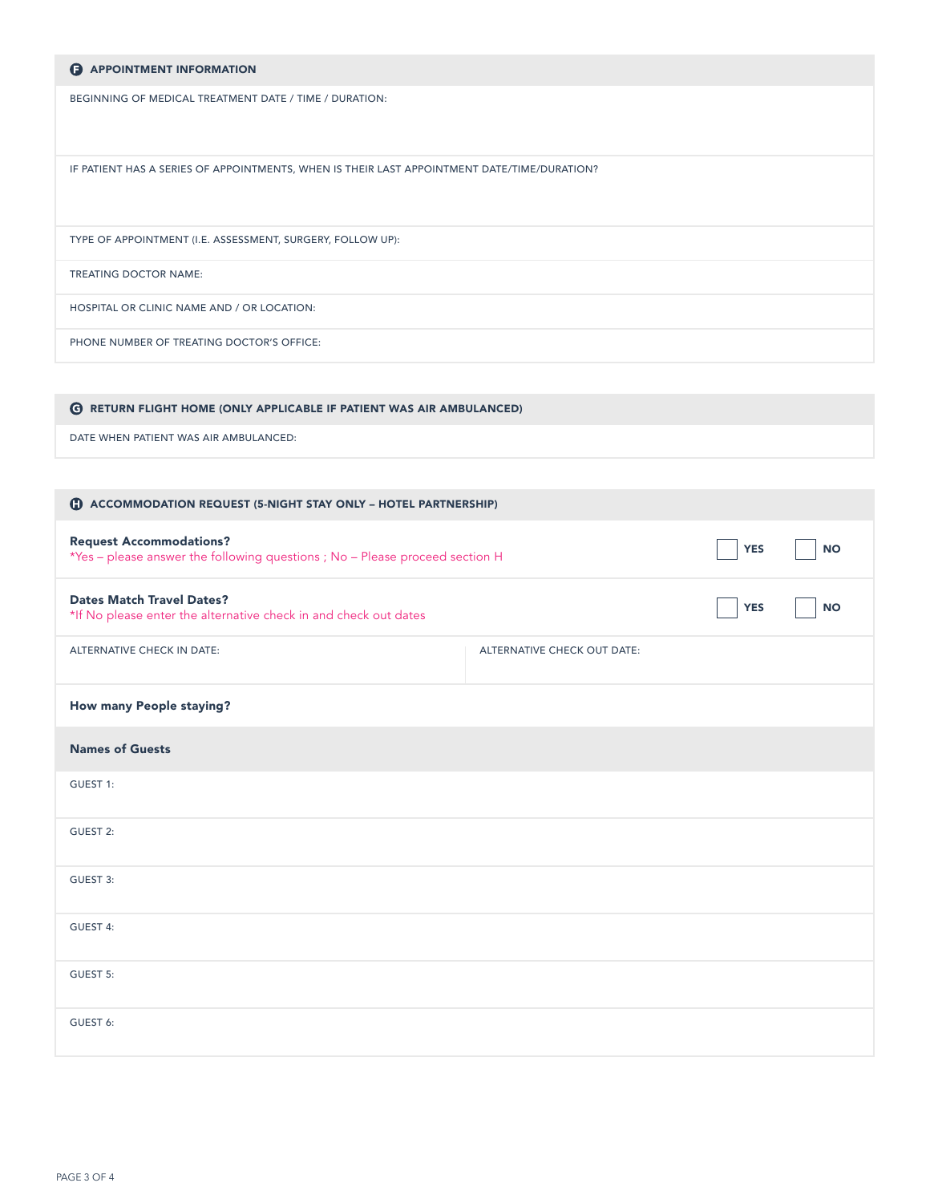## F APPOINTMENT INFORMATION

BEGINNING OF MEDICAL TREATMENT DATE / TIME / DURATION:

IF PATIENT HAS A SERIES OF APPOINTMENTS, WHEN IS THEIR LAST APPOINTMENT DATE/TIME/DURATION?

TYPE OF APPOINTMENT (I.E. ASSESSMENT, SURGERY, FOLLOW UP):

TREATING DOCTOR NAME:

HOSPITAL OR CLINIC NAME AND / OR LOCATION:

PHONE NUMBER OF TREATING DOCTOR'S OFFICE:

## G RETURN FLIGHT HOME (ONLY APPLICABLE IF PATIENT WAS AIR AMBULANCED)

DATE WHEN PATIENT WAS AIR AMBULANCED:

## H ACCOMMODATION REQUEST (5-NIGHT STAY ONLY – HOTEL PARTNERSHIP)

**Request Accommodations?** ☐ YES ☐ NO
*Yes – please answer the following questions ; No – Please proceed section H

**Dates Match Travel Dates?** ☐ YES ☐ NO
*If No please enter the alternative check in and check out dates

| ALTERNATIVE CHECK IN DATE: | ALTERNATIVE CHECK OUT DATE: |
|---|---|

**How many People staying?**

**Names of Guests**

GUEST 1:

GUEST 2:

GUEST 3:

GUEST 4:

GUEST 5:

GUEST 6: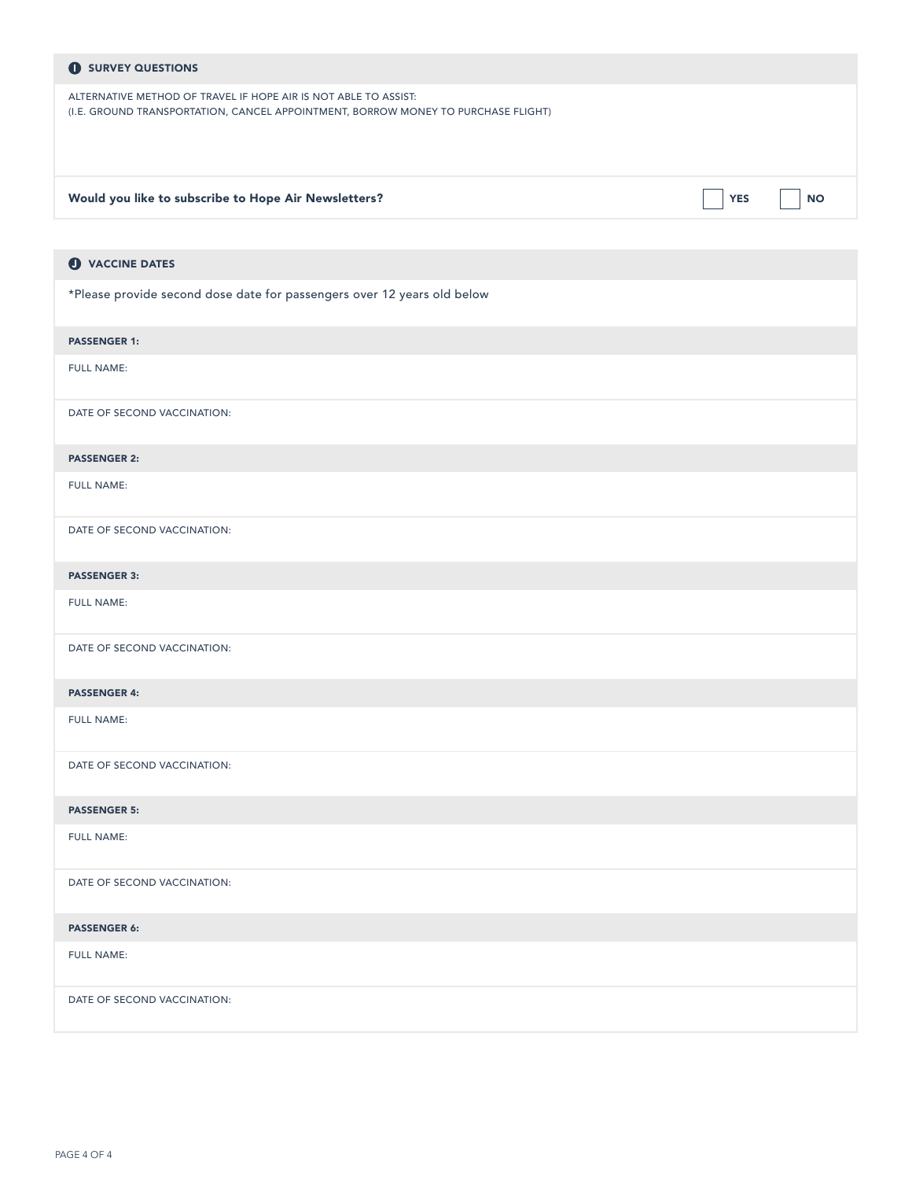## I SURVEY QUESTIONS

ALTERNATIVE METHOD OF TRAVEL IF HOPE AIR IS NOT ABLE TO ASSIST:
(I.E. GROUND TRANSPORTATION, CANCEL APPOINTMENT, BORROW MONEY TO PURCHASE FLIGHT)

**Would you like to subscribe to Hope Air Newsletters?** ☐ YES ☐ NO

## J VACCINE DATES

*Please provide second dose date for passengers over 12 years old below

**PASSENGER 1:**

FULL NAME:

DATE OF SECOND VACCINATION:

**PASSENGER 2:**

FULL NAME:

DATE OF SECOND VACCINATION:

**PASSENGER 3:**

FULL NAME:

DATE OF SECOND VACCINATION:

**PASSENGER 4:**

FULL NAME:

DATE OF SECOND VACCINATION:

**PASSENGER 5:**

FULL NAME:

DATE OF SECOND VACCINATION:

**PASSENGER 6:**

FULL NAME:

DATE OF SECOND VACCINATION: